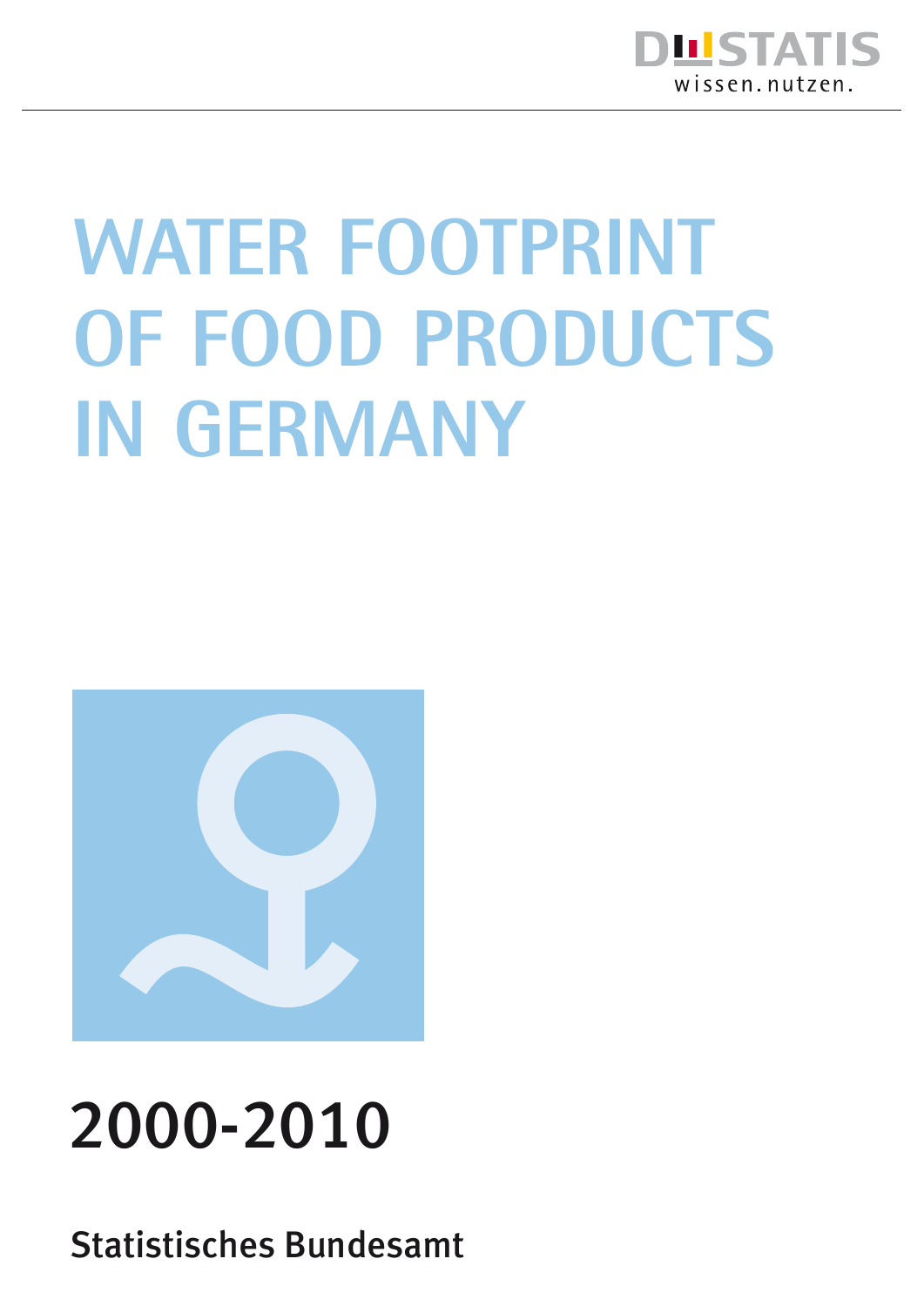DESTATIS

wissen. nutzen.

# WATER FOOTPRINT OF FOOD PRODUCTS IN GERMANY

## 2000-2010

Statistisches Bundesamt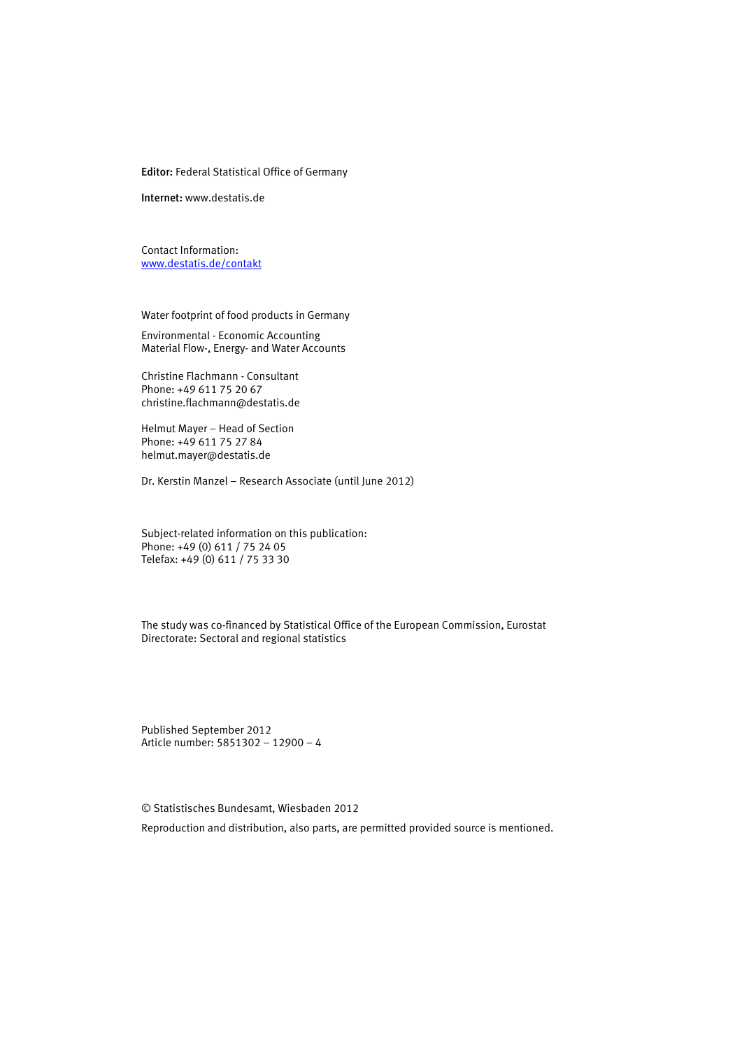**Editor:** Federal Statistical Office of Germany

**Internet:** www.destatis.de

Contact Information:
[www.destatis.de/contakt](www.destatis.de/contakt)

Water footprint of food products in Germany

Environmental - Economic Accounting
Material Flow-, Energy- and Water Accounts

Christine Flachmann - Consultant
Phone: +49 611 75 20 67
christine.flachmann@destatis.de

Helmut Mayer – Head of Section
Phone: +49 611 75 27 84
helmut.mayer@destatis.de

Dr. Kerstin Manzel – Research Associate (until June 2012)

Subject-related information on this publication:
Phone: +49 (0) 611 / 75 24 05
Telefax: +49 (0) 611 / 75 33 30

The study was co-financed by Statistical Office of the European Commission, Eurostat
Directorate: Sectoral and regional statistics

Published September 2012
Article number: 5851302 – 12900 – 4

© Statistisches Bundesamt, Wiesbaden 2012

Reproduction and distribution, also parts, are permitted provided source is mentioned.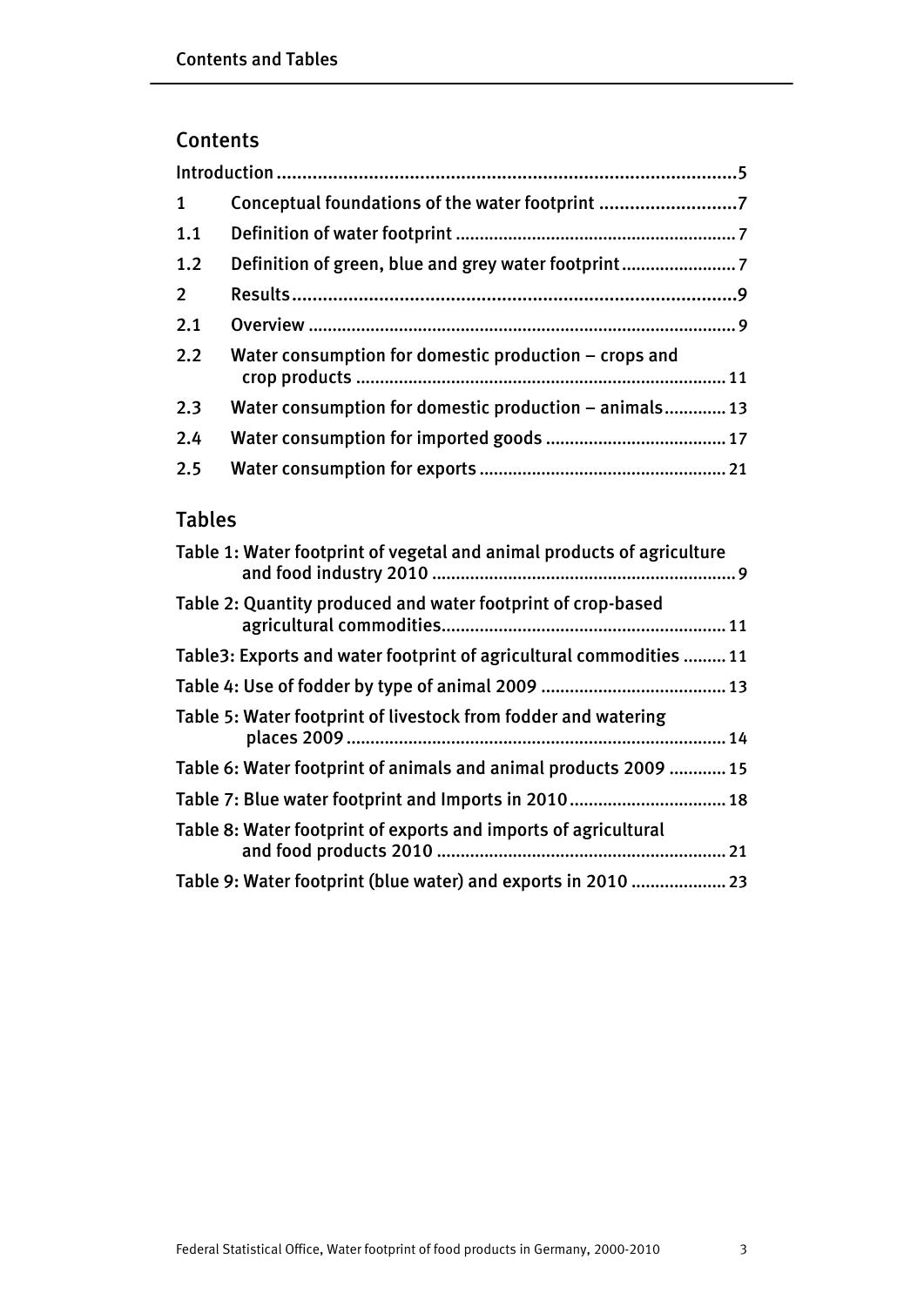## Contents

Introduction ....................................................................................5

1 Conceptual foundations of the water footprint ...........................7

1.1 Definition of water footprint ..........................................................7

1.2 Definition of green, blue and grey water footprint ........................7

2 Results.........................................................................................9

2.1 Overview .........................................................................................9

2.2 Water consumption for domestic production – crops and crop products ............................................................................11

2.3 Water consumption for domestic production – animals.............13

2.4 Water consumption for imported goods ......................................17

2.5 Water consumption for exports ...................................................21

## Tables

Table 1: Water footprint of vegetal and animal products of agriculture and food industry 2010 ..............................................................9

Table 2: Quantity produced and water footprint of crop-based agricultural commodities...........................................................11

Table3: Exports and water footprint of agricultural commodities .........11

Table 4: Use of fodder by type of animal 2009 .......................................13

Table 5: Water footprint of livestock from fodder and watering places 2009 ...............................................................................14

Table 6: Water footprint of animals and animal products 2009 ............15

Table 7: Blue water footprint and Imports in 2010.................................18

Table 8: Water footprint of exports and imports of agricultural and food products 2010 ............................................................21

Table 9: Water footprint (blue water) and exports in 2010 ....................23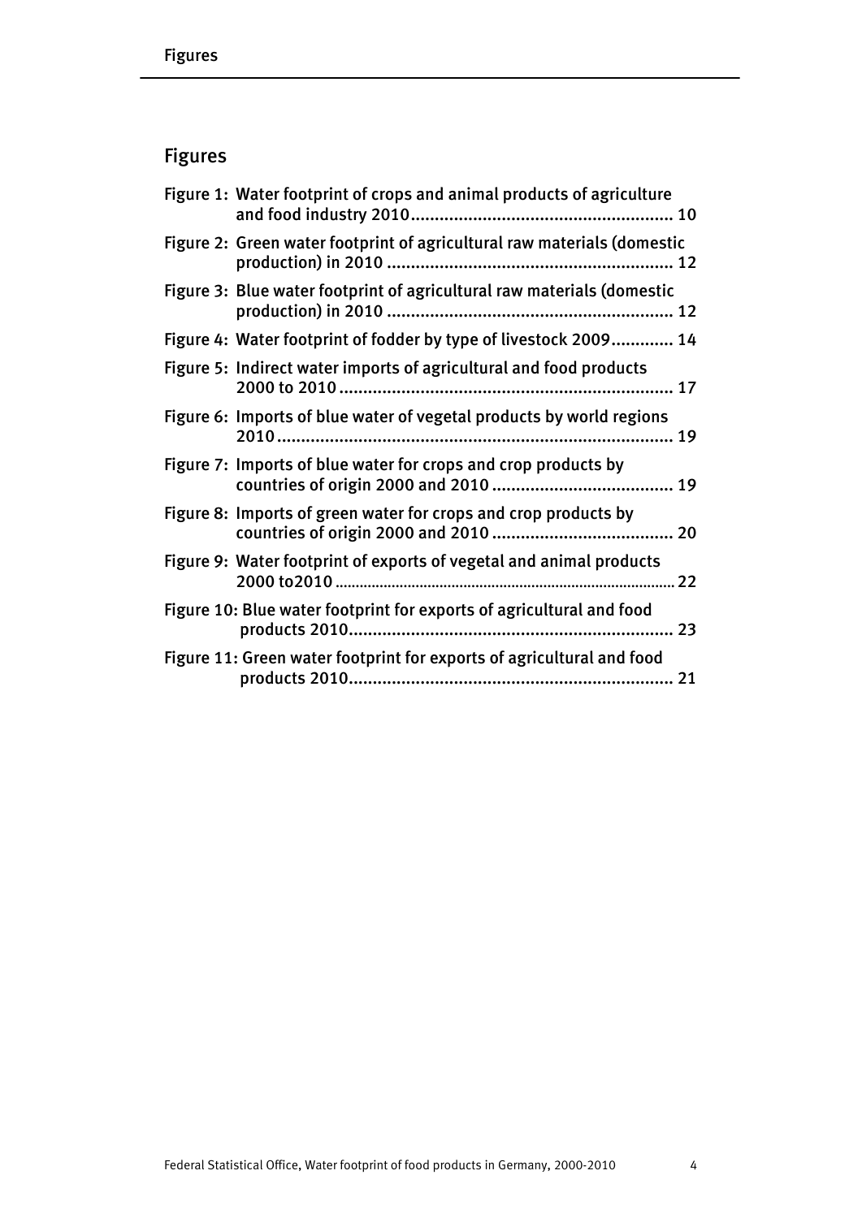# Figures

Figure 1: Water footprint of crops and animal products of agriculture and food industry 2010 ........................................................ 10

Figure 2: Green water footprint of agricultural raw materials (domestic production) in 2010 ........................................................ 12

Figure 3: Blue water footprint of agricultural raw materials (domestic production) in 2010 ........................................................ 12

Figure 4: Water footprint of fodder by type of livestock 2009............. 14

Figure 5: Indirect water imports of agricultural and food products 2000 to 2010 ........................................................ 17

Figure 6: Imports of blue water of vegetal products by world regions 2010 ........................................................ 19

Figure 7: Imports of blue water for crops and crop products by countries of origin 2000 and 2010 ........................................ 19

Figure 8: Imports of green water for crops and crop products by countries of origin 2000 and 2010 ........................................ 20

Figure 9: Water footprint of exports of vegetal and animal products 2000 to2010 ........................................................ 22

Figure 10: Blue water footprint for exports of agricultural and food products 2010 ........................................................ 23

Figure 11: Green water footprint for exports of agricultural and food products 2010 ........................................................ 21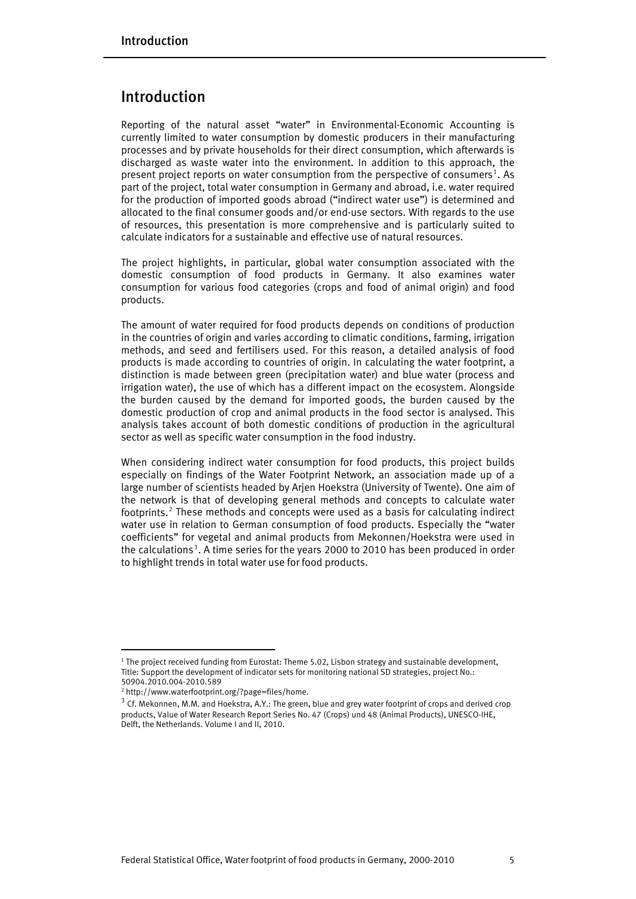# Introduction

Reporting of the natural asset "water" in Environmental-Economic Accounting is currently limited to water consumption by domestic producers in their manufacturing processes and by private households for their direct consumption, which afterwards is discharged as waste water into the environment. In addition to this approach, the present project reports on water consumption from the perspective of consumers[1]. As part of the project, total water consumption in Germany and abroad, i.e. water required for the production of imported goods abroad ("indirect water use") is determined and allocated to the final consumer goods and/or end-use sectors. With regards to the use of resources, this presentation is more comprehensive and is particularly suited to calculate indicators for a sustainable and effective use of natural resources.

The project highlights, in particular, global water consumption associated with the domestic consumption of food products in Germany. It also examines water consumption for various food categories (crops and food of animal origin) and food products.

The amount of water required for food products depends on conditions of production in the countries of origin and varies according to climatic conditions, farming, irrigation methods, and seed and fertilisers used. For this reason, a detailed analysis of food products is made according to countries of origin. In calculating the water footprint, a distinction is made between green (precipitation water) and blue water (process and irrigation water), the use of which has a different impact on the ecosystem. Alongside the burden caused by the demand for imported goods, the burden caused by the domestic production of crop and animal products in the food sector is analysed. This analysis takes account of both domestic conditions of production in the agricultural sector as well as specific water consumption in the food industry.

When considering indirect water consumption for food products, this project builds especially on findings of the Water Footprint Network, an association made up of a large number of scientists headed by Arjen Hoekstra (University of Twente). One aim of the network is that of developing general methods and concepts to calculate water footprints.[2] These methods and concepts were used as a basis for calculating indirect water use in relation to German consumption of food products. Especially the "water coefficients" for vegetal and animal products from Mekonnen/Hoekstra were used in the calculations[3]. A time series for the years 2000 to 2010 has been produced in order to highlight trends in total water use for food products.

---

[1] The project received funding from Eurostat: Theme 5.02, Lisbon strategy and sustainable development, Title: Support the development of indicator sets for monitoring national SD strategies, project No.: 50904.2010.004-2010.589

[2] http://www.waterfootprint.org/?page=files/home.

[3] Cf. Mekonnen, M.M. and Hoekstra, A.Y.: The green, blue and grey water footprint of crops and derived crop products, Value of Water Research Report Series No. 47 (Crops) und 48 (Animal Products), UNESCO-IHE, Delft, the Netherlands. Volume I and II, 2010.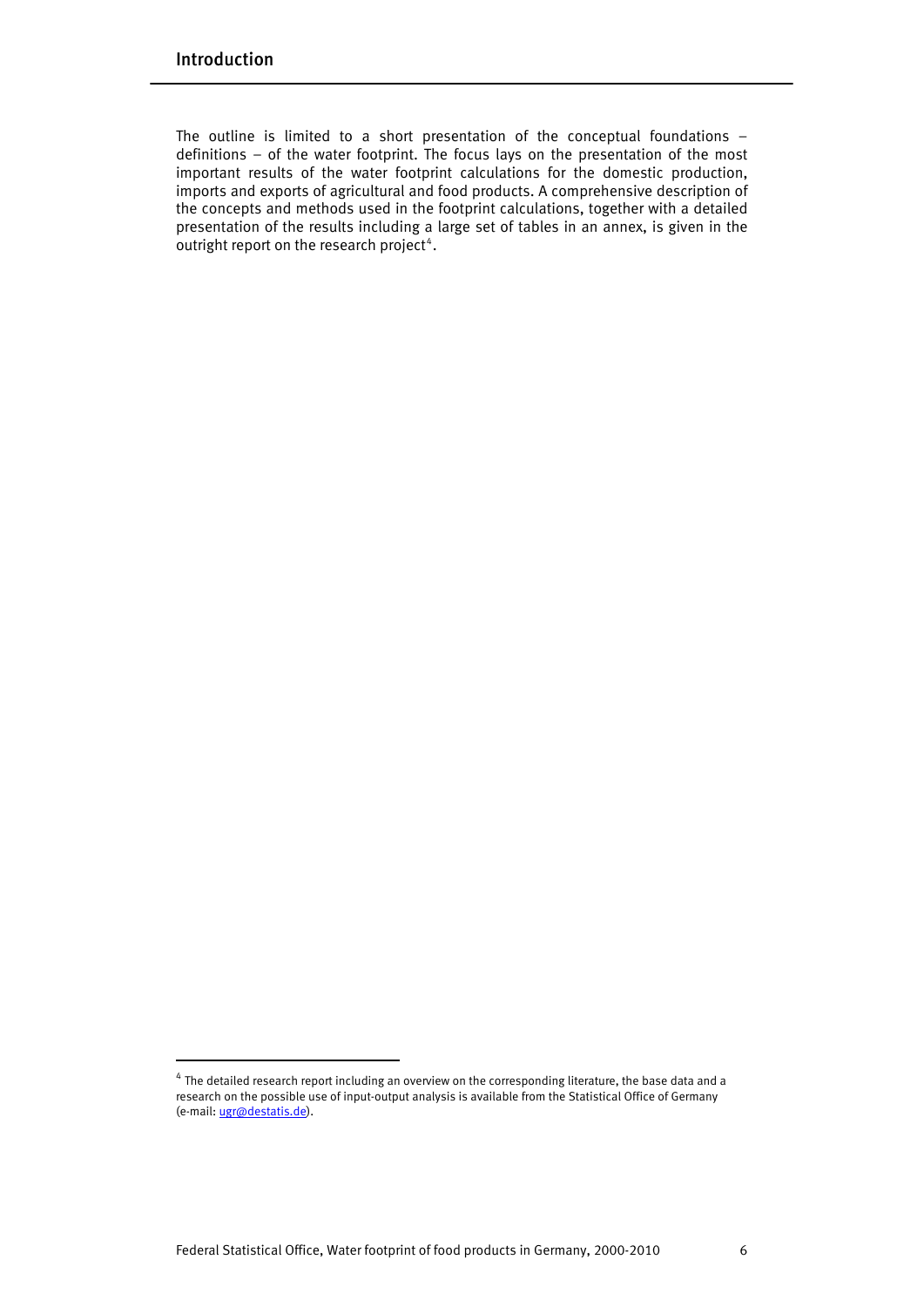The outline is limited to a short presentation of the conceptual foundations – definitions – of the water footprint. The focus lays on the presentation of the most important results of the water footprint calculations for the domestic production, imports and exports of agricultural and food products. A comprehensive description of the concepts and methods used in the footprint calculations, together with a detailed presentation of the results including a large set of tables in an annex, is given in the outright report on the research project[4].

[4] The detailed research report including an overview on the corresponding literature, the base data and a research on the possible use of input-output analysis is available from the Statistical Office of Germany (e-mail: ugr@destatis.de).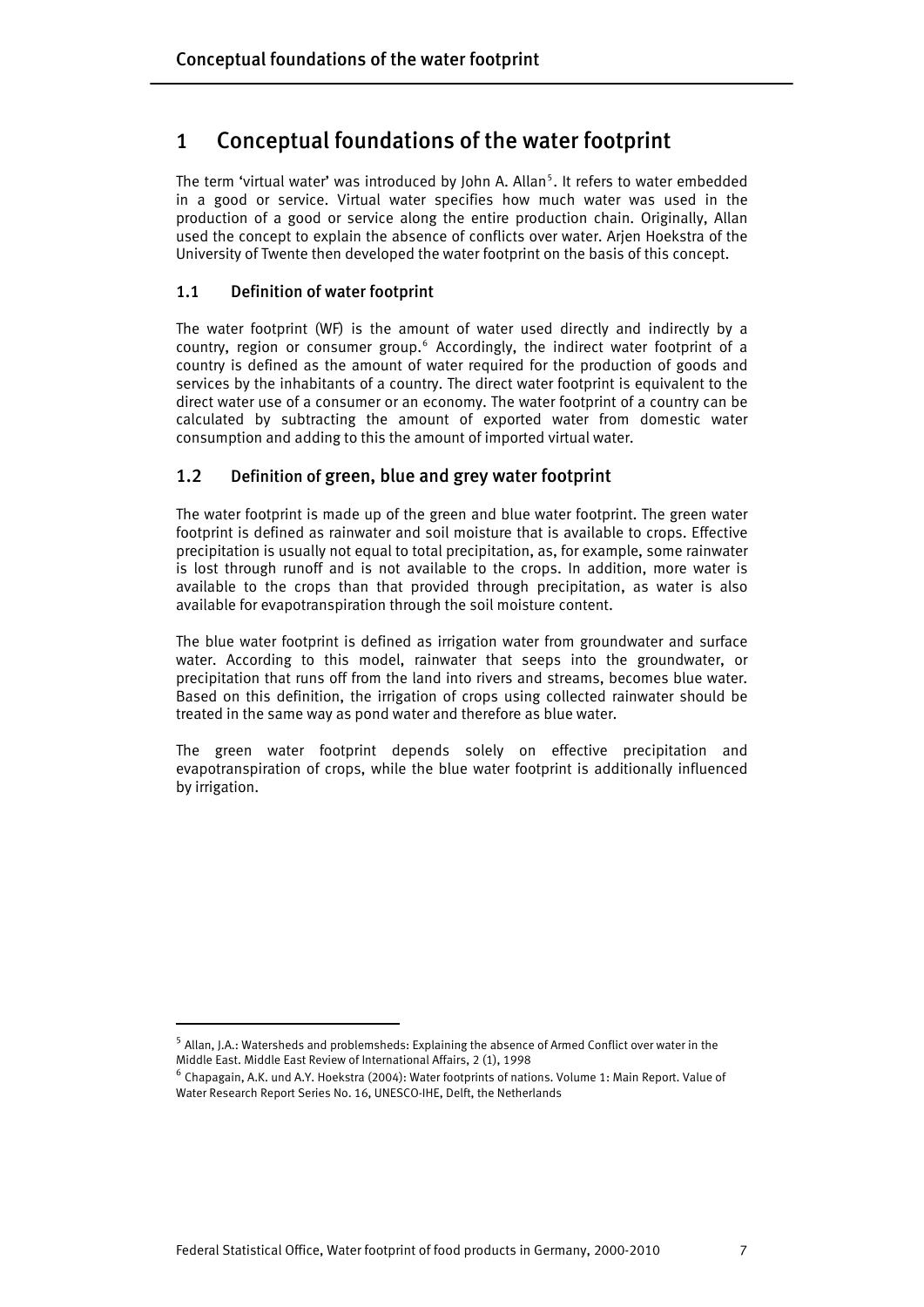# 1 Conceptual foundations of the water footprint

The term 'virtual water' was introduced by John A. Allan[5]. It refers to water embedded in a good or service. Virtual water specifies how much water was used in the production of a good or service along the entire production chain. Originally, Allan used the concept to explain the absence of conflicts over water. Arjen Hoekstra of the University of Twente then developed the water footprint on the basis of this concept.

## 1.1 Definition of water footprint

The water footprint (WF) is the amount of water used directly and indirectly by a country, region or consumer group.[6] Accordingly, the indirect water footprint of a country is defined as the amount of water required for the production of goods and services by the inhabitants of a country. The direct water footprint is equivalent to the direct water use of a consumer or an economy. The water footprint of a country can be calculated by subtracting the amount of exported water from domestic water consumption and adding to this the amount of imported virtual water.

## 1.2 Definition of green, blue and grey water footprint

The water footprint is made up of the green and blue water footprint. The green water footprint is defined as rainwater and soil moisture that is available to crops. Effective precipitation is usually not equal to total precipitation, as, for example, some rainwater is lost through runoff and is not available to the crops. In addition, more water is available to the crops than that provided through precipitation, as water is also available for evapotranspiration through the soil moisture content.

The blue water footprint is defined as irrigation water from groundwater and surface water. According to this model, rainwater that seeps into the groundwater, or precipitation that runs off from the land into rivers and streams, becomes blue water. Based on this definition, the irrigation of crops using collected rainwater should be treated in the same way as pond water and therefore as blue water.

The green water footprint depends solely on effective precipitation and evapotranspiration of crops, while the blue water footprint is additionally influenced by irrigation.

---

[5] Allan, J.A.: Watersheds and problemsheds: Explaining the absence of Armed Conflict over water in the Middle East. Middle East Review of International Affairs, 2 (1), 1998

[6] Chapagain, A.K. und A.Y. Hoekstra (2004): Water footprints of nations. Volume 1: Main Report. Value of Water Research Report Series No. 16, UNESCO-IHE, Delft, the Netherlands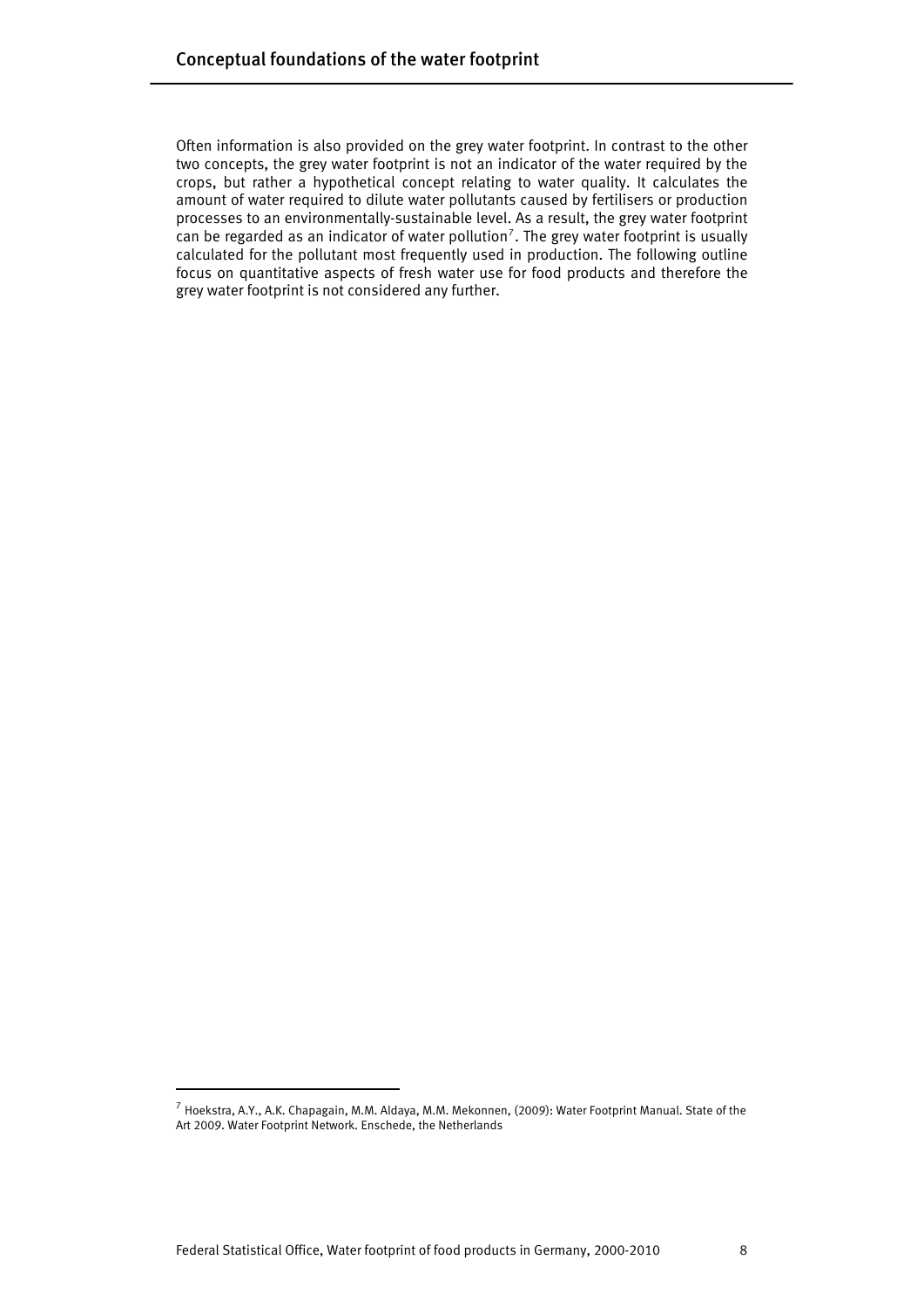Often information is also provided on the grey water footprint. In contrast to the other two concepts, the grey water footprint is not an indicator of the water required by the crops, but rather a hypothetical concept relating to water quality. It calculates the amount of water required to dilute water pollutants caused by fertilisers or production processes to an environmentally-sustainable level. As a result, the grey water footprint can be regarded as an indicator of water pollution[7]. The grey water footprint is usually calculated for the pollutant most frequently used in production. The following outline focus on quantitative aspects of fresh water use for food products and therefore the grey water footprint is not considered any further.

[7] Hoekstra, A.Y., A.K. Chapagain, M.M. Aldaya, M.M. Mekonnen, (2009): Water Footprint Manual. State of the Art 2009. Water Footprint Network. Enschede, the Netherlands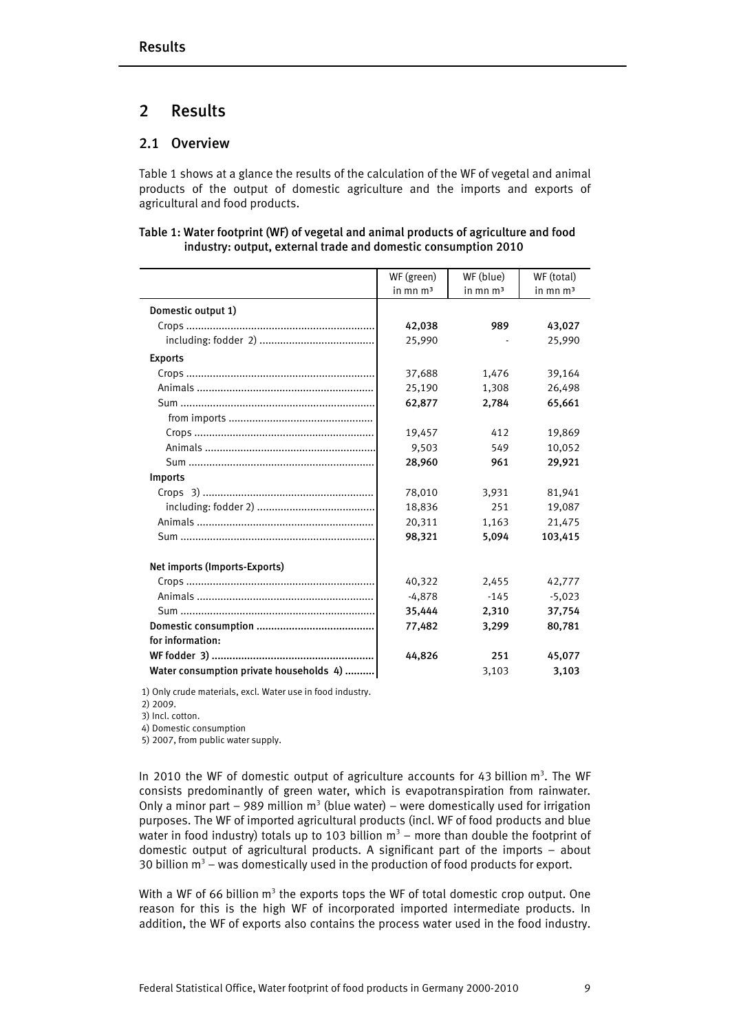# 2 Results

## 2.1 Overview

Table 1 shows at a glance the results of the calculation of the WF of vegetal and animal products of the output of domestic agriculture and the imports and exports of agricultural and food products.

**Table 1: Water footprint (WF) of vegetal and animal products of agriculture and food industry: output, external trade and domestic consumption 2010**

| | WF (green) in mn m³ | WF (blue) in mn m³ | WF (total) in mn m³ |
|---|---|---|---|
| **Domestic output 1)** | | | |
| Crops | **42,038** | **989** | **43,027** |
| including: fodder 2) | 25,990 | - | 25,990 |
| **Exports** | | | |
| Crops | 37,688 | 1,476 | 39,164 |
| Animals | 25,190 | 1,308 | 26,498 |
| Sum | **62,877** | **2,784** | **65,661** |
| from imports | | | |
| Crops | 19,457 | 412 | 19,869 |
| Animals | 9,503 | 549 | 10,052 |
| Sum | **28,960** | **961** | **29,921** |
| **Imports** | | | |
| Crops 3) | 78,010 | 3,931 | 81,941 |
| including: fodder 2) | 18,836 | 251 | 19,087 |
| Animals | 20,311 | 1,163 | 21,475 |
| Sum | **98,321** | **5,094** | **103,415** |
| **Net imports (Imports-Exports)** | | | |
| Crops | 40,322 | 2,455 | 42,777 |
| Animals | -4,878 | -145 | -5,023 |
| Sum | **35,444** | **2,310** | **37,754** |
| **Domestic consumption** | **77,482** | **3,299** | **80,781** |
| **for information:** | | | |
| **WF fodder 3)** | **44,826** | **251** | **45,077** |
| **Water consumption private households 4)** | | 3,103 | **3,103** |

1) Only crude materials, excl. Water use in food industry.
2) 2009.
3) Incl. cotton.
4) Domestic consumption
5) 2007, from public water supply.

In 2010 the WF of domestic output of agriculture accounts for 43 billion m³. The WF consists predominantly of green water, which is evapotranspiration from rainwater. Only a minor part – 989 million m³ (blue water) – were domestically used for irrigation purposes. The WF of imported agricultural products (incl. WF of food products and blue water in food industry) totals up to 103 billion m³ – more than double the footprint of domestic output of agricultural products. A significant part of the imports – about 30 billion m³ – was domestically used in the production of food products for export.

With a WF of 66 billion m³ the exports tops the WF of total domestic crop output. One reason for this is the high WF of incorporated imported intermediate products. In addition, the WF of exports also contains the process water used in the food industry.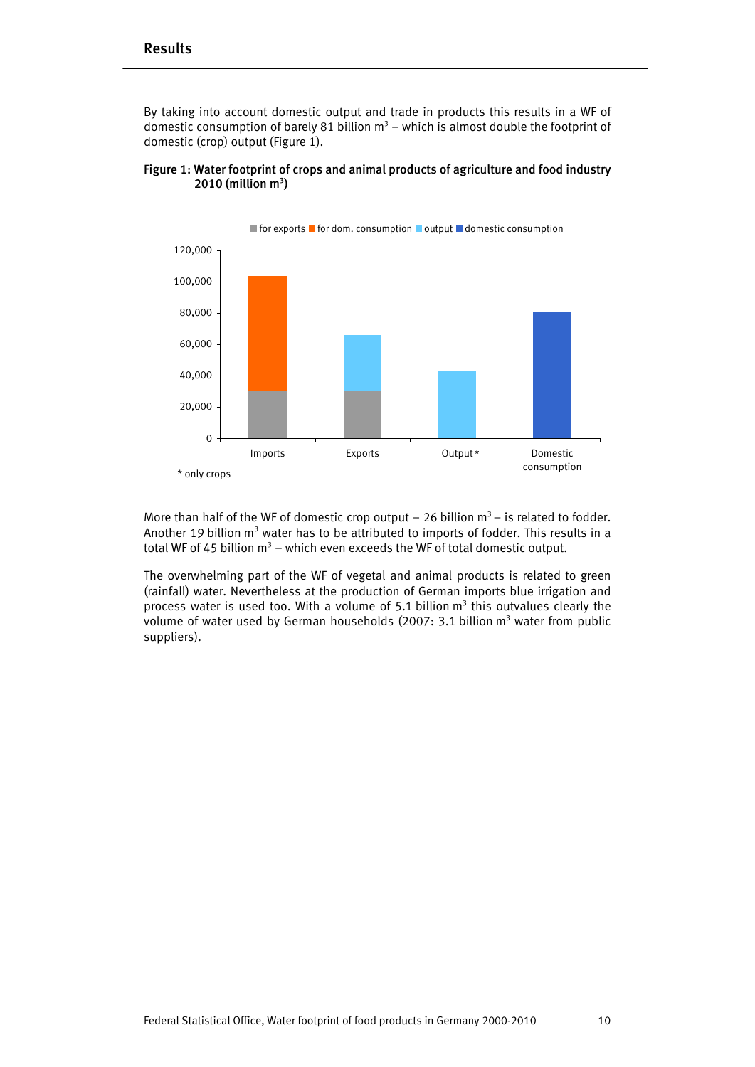## Results

By taking into account domestic output and trade in products this results in a WF of domestic consumption of barely 81 billion m$^3$ – which is almost double the footprint of domestic (crop) output (Figure 1).

**Figure 1: Water footprint of crops and animal products of agriculture and food industry 2010 (million m$^3$)**

\* only crops

More than half of the WF of domestic crop output – 26 billion m$^3$ – is related to fodder. Another 19 billion m$^3$ water has to be attributed to imports of fodder. This results in a total WF of 45 billion m$^3$ – which even exceeds the WF of total domestic output.

The overwhelming part of the WF of vegetal and animal products is related to green (rainfall) water. Nevertheless at the production of German imports blue irrigation and process water is used too. With a volume of 5.1 billion m$^3$ this outvalues clearly the volume of water used by German households (2007: 3.1 billion m$^3$ water from public suppliers).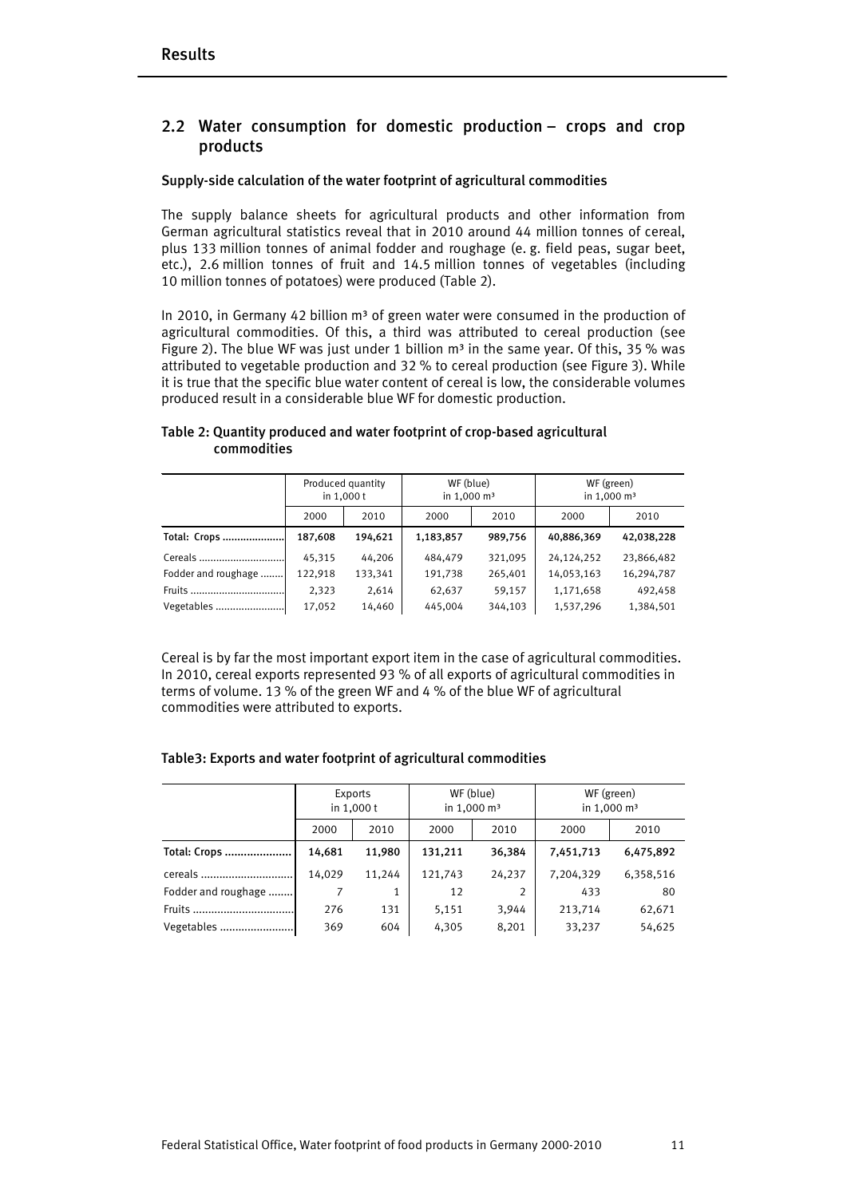## 2.2 Water consumption for domestic production – crops and crop products

### Supply-side calculation of the water footprint of agricultural commodities

The supply balance sheets for agricultural products and other information from German agricultural statistics reveal that in 2010 around 44 million tonnes of cereal, plus 133 million tonnes of animal fodder and roughage (e. g. field peas, sugar beet, etc.), 2.6 million tonnes of fruit and 14.5 million tonnes of vegetables (including 10 million tonnes of potatoes) were produced (Table 2).

In 2010, in Germany 42 billion m³ of green water were consumed in the production of agricultural commodities. Of this, a third was attributed to cereal production (see Figure 2). The blue WF was just under 1 billion m³ in the same year. Of this, 35 % was attributed to vegetable production and 32 % to cereal production (see Figure 3). While it is true that the specific blue water content of cereal is low, the considerable volumes produced result in a considerable blue WF for domestic production.

**Table 2: Quantity produced and water footprint of crop-based agricultural commodities**

| | Produced quantity in 1,000 t | | WF (blue) in 1,000 m³ | | WF (green) in 1,000 m³ | |
|---|---|---|---|---|---|---|
| | 2000 | 2010 | 2000 | 2010 | 2000 | 2010 |
| **Total: Crops** | **187,608** | **194,621** | **1,183,857** | **989,756** | **40,886,369** | **42,038,228** |
| Cereals | 45,315 | 44,206 | 484,479 | 321,095 | 24,124,252 | 23,866,482 |
| Fodder and roughage | 122,918 | 133,341 | 191,738 | 265,401 | 14,053,163 | 16,294,787 |
| Fruits | 2,323 | 2,614 | 62,637 | 59,157 | 1,171,658 | 492,458 |
| Vegetables | 17,052 | 14,460 | 445,004 | 344,103 | 1,537,296 | 1,384,501 |

Cereal is by far the most important export item in the case of agricultural commodities. In 2010, cereal exports represented 93 % of all exports of agricultural commodities in terms of volume. 13 % of the green WF and 4 % of the blue WF of agricultural commodities were attributed to exports.

**Table3: Exports and water footprint of agricultural commodities**

| | Exports in 1,000 t | | WF (blue) in 1,000 m³ | | WF (green) in 1,000 m³ | |
|---|---|---|---|---|---|---|
| | 2000 | 2010 | 2000 | 2010 | 2000 | 2010 |
| **Total: Crops** | **14,681** | **11,980** | **131,211** | **36,384** | **7,451,713** | **6,475,892** |
| cereals | 14,029 | 11,244 | 121,743 | 24,237 | 7,204,329 | 6,358,516 |
| Fodder and roughage | 7 | 1 | 12 | 2 | 433 | 80 |
| Fruits | 276 | 131 | 5,151 | 3,944 | 213,714 | 62,671 |
| Vegetables | 369 | 604 | 4,305 | 8,201 | 33,237 | 54,625 |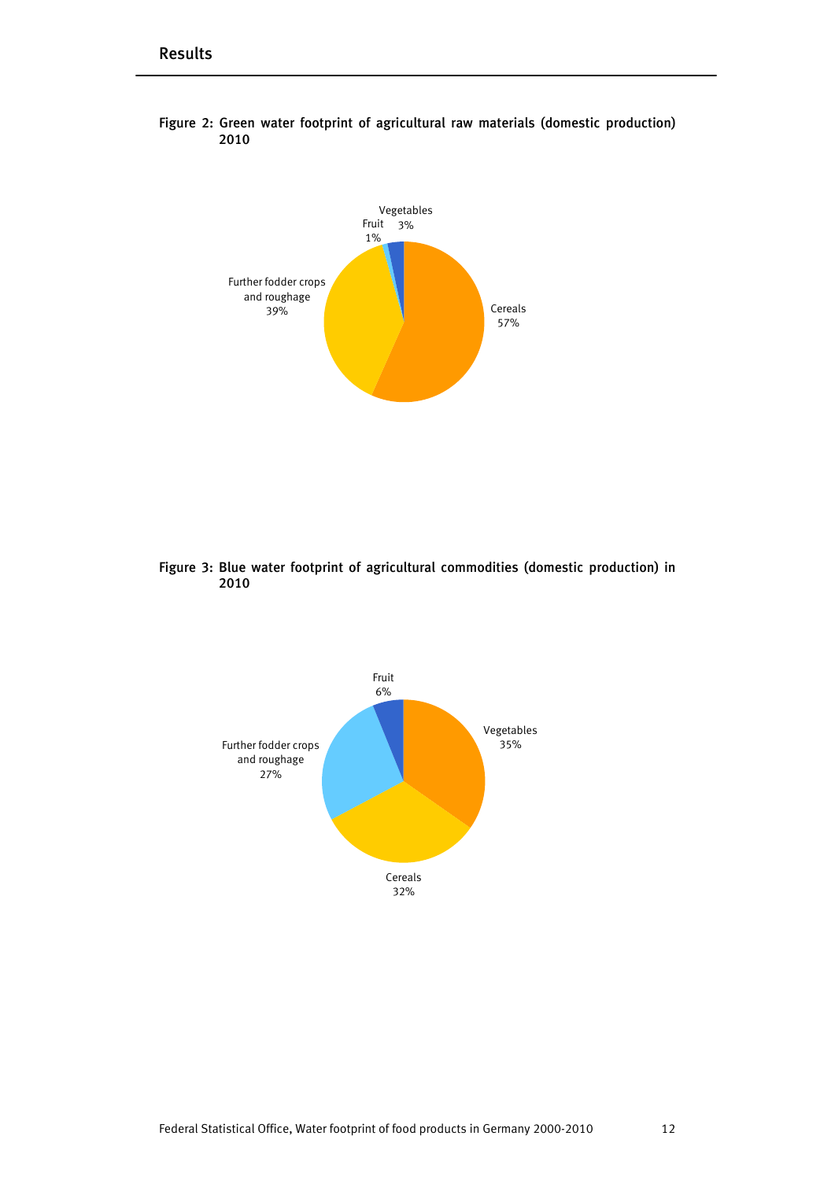Figure 2: Green water footprint of agricultural raw materials (domestic production) 2010

Vegetables 3%
Fruit 1%
Further fodder crops and roughage 39%
Cereals 57%

Figure 3: Blue water footprint of agricultural commodities (domestic production) in 2010

Fruit 6%
Vegetables 35%
Further fodder crops and roughage 27%
Cereals 32%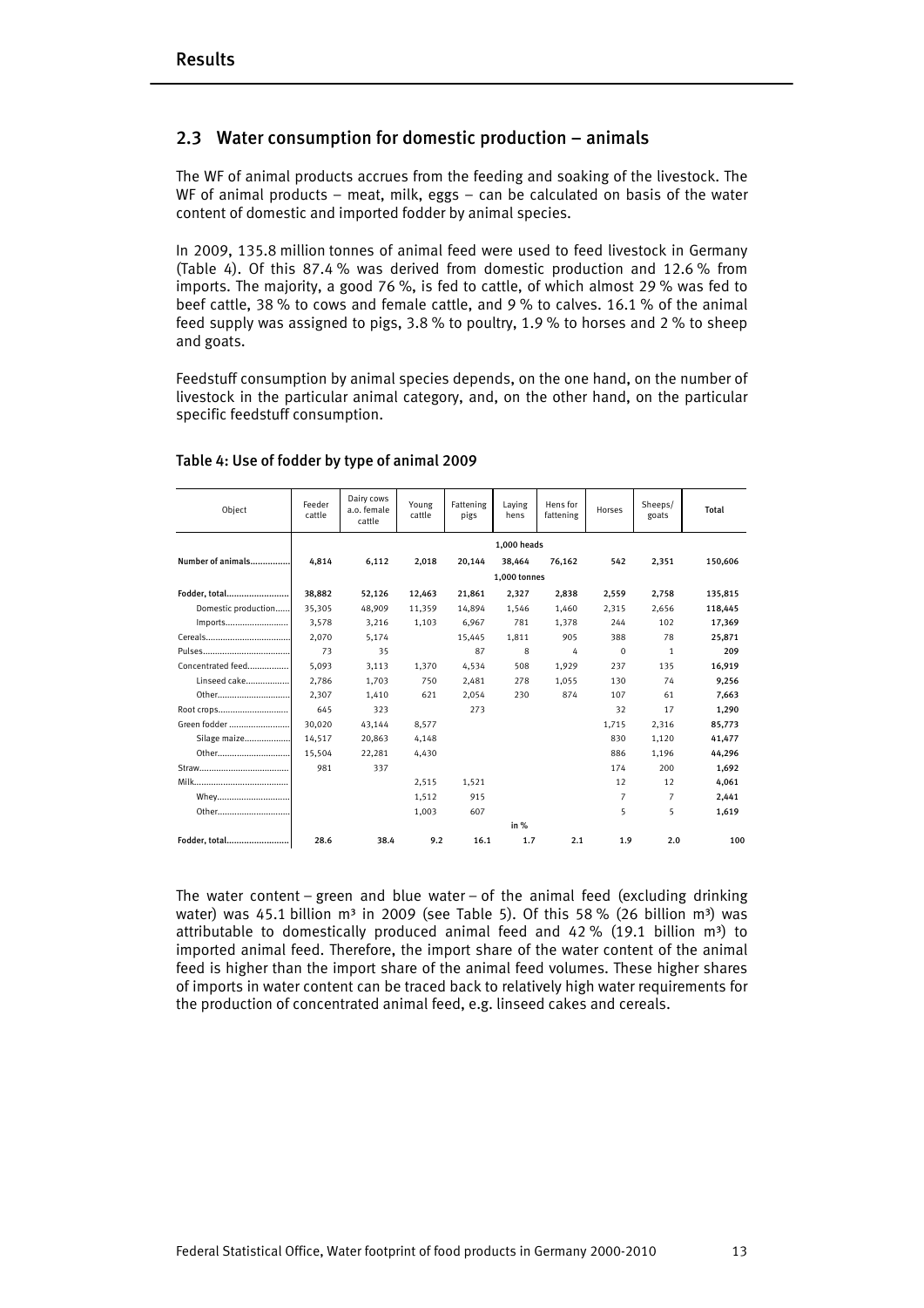## 2.3 Water consumption for domestic production – animals

The WF of animal products accrues from the feeding and soaking of the livestock. The WF of animal products – meat, milk, eggs – can be calculated on basis of the water content of domestic and imported fodder by animal species.

In 2009, 135.8 million tonnes of animal feed were used to feed livestock in Germany (Table 4). Of this 87.4 % was derived from domestic production and 12.6 % from imports. The majority, a good 76 %, is fed to cattle, of which almost 29 % was fed to beef cattle, 38 % to cows and female cattle, and 9 % to calves. 16.1 % of the animal feed supply was assigned to pigs, 3.8 % to poultry, 1.9 % to horses and 2 % to sheep and goats.

Feedstuff consumption by animal species depends, on the one hand, on the number of livestock in the particular animal category, and, on the other hand, on the particular specific feedstuff consumption.

### Table 4: Use of fodder by type of animal 2009

| Object | Feeder cattle | Dairy cows a.o. female cattle | Young cattle | Fattening pigs | Laying hens | Hens for fattening | Horses | Sheeps/ goats | Total |
|---|---|---|---|---|---|---|---|---|---|
| | | | | | 1,000 heads | | | | |
| **Number of animals** | **4,814** | **6,112** | **2,018** | **20,144** | **38,464** | **76,162** | **542** | **2,351** | **150,606** |
| | | | | | 1,000 tonnes | | | | |
| **Fodder, total** | **38,882** | **52,126** | **12,463** | **21,861** | **2,327** | **2,838** | **2,559** | **2,758** | **135,815** |
| Domestic production | 35,305 | 48,909 | 11,359 | 14,894 | 1,546 | 1,460 | 2,315 | 2,656 | **118,445** |
| Imports | 3,578 | 3,216 | 1,103 | 6,967 | 781 | 1,378 | 244 | 102 | **17,369** |
| Cereals | 2,070 | 5,174 | | 15,445 | 1,811 | 905 | 388 | 78 | **25,871** |
| Pulses | 73 | 35 | | 87 | 8 | 4 | 0 | 1 | **209** |
| Concentrated feed | 5,093 | 3,113 | 1,370 | 4,534 | 508 | 1,929 | 237 | 135 | **16,919** |
| Linseed cake | 2,786 | 1,703 | 750 | 2,481 | 278 | 1,055 | 130 | 74 | **9,256** |
| Other | 2,307 | 1,410 | 621 | 2,054 | 230 | 874 | 107 | 61 | **7,663** |
| Root crops | 645 | 323 | | 273 | | | 32 | 17 | **1,290** |
| Green fodder | 30,020 | 43,144 | 8,577 | | | | 1,715 | 2,316 | **85,773** |
| Silage maize | 14,517 | 20,863 | 4,148 | | | | 830 | 1,120 | **41,477** |
| Other | 15,504 | 22,281 | 4,430 | | | | 886 | 1,196 | **44,296** |
| Straw | 981 | 337 | | | | | 174 | 200 | **1,692** |
| Milk | | | 2,515 | 1,521 | | | 12 | 12 | **4,061** |
| Whey | | | 1,512 | 915 | | | 7 | 7 | **2,441** |
| Other | | | 1,003 | 607 | | | 5 | 5 | **1,619** |
| | | | | | in % | | | | |
| **Fodder, total** | **28.6** | **38.4** | **9.2** | **16.1** | **1.7** | **2.1** | **1.9** | **2.0** | **100** |

The water content – green and blue water – of the animal feed (excluding drinking water) was 45.1 billion m³ in 2009 (see Table 5). Of this 58 % (26 billion m³) was attributable to domestically produced animal feed and 42 % (19.1 billion m³) to imported animal feed. Therefore, the import share of the water content of the animal feed is higher than the import share of the animal feed volumes. These higher shares of imports in water content can be traced back to relatively high water requirements for the production of concentrated animal feed, e.g. linseed cakes and cereals.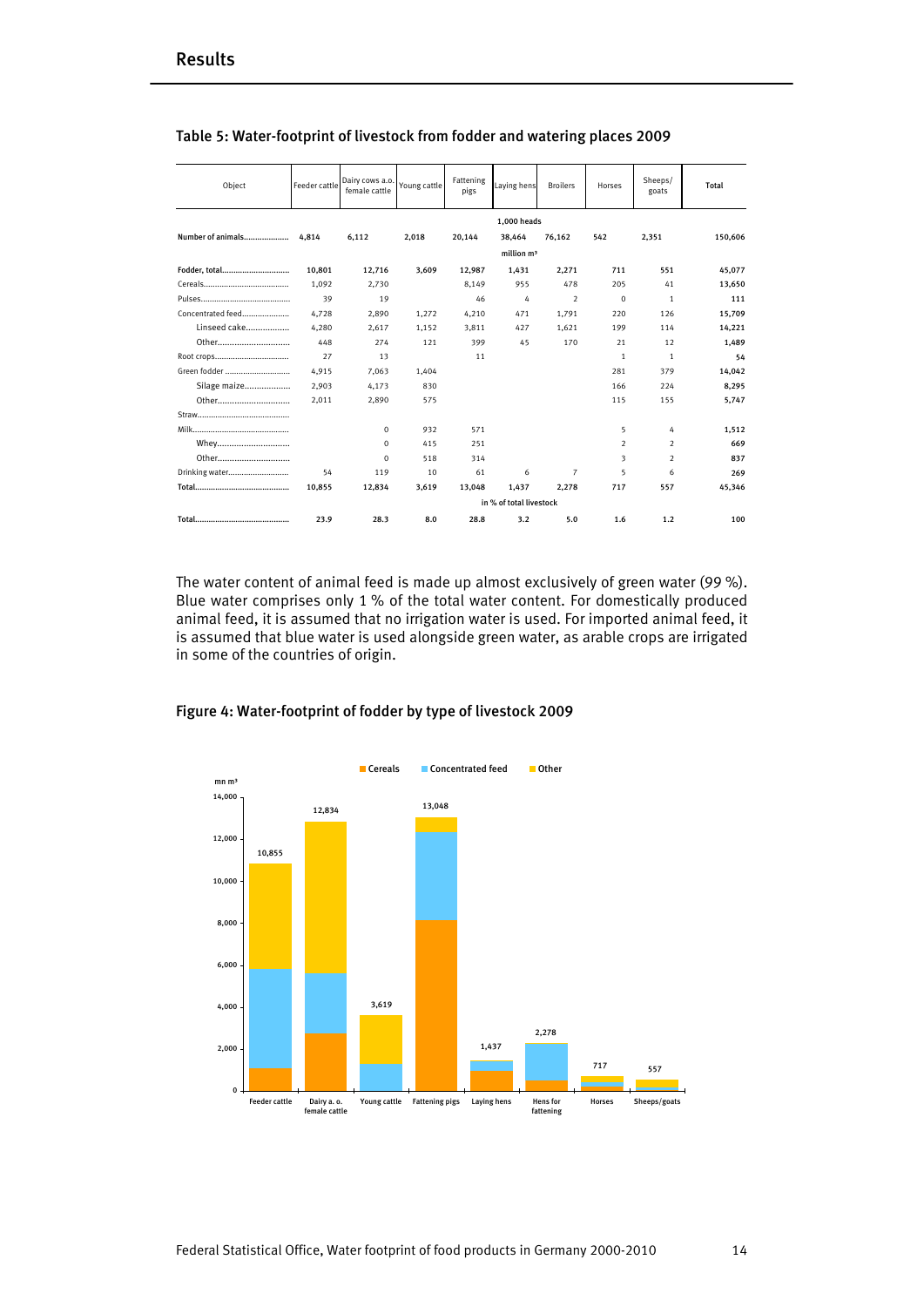## Table 5: Water-footprint of livestock from fodder and watering places 2009

| Object | Feeder cattle | Dairy cows a.o. female cattle | Young cattle | Fattening pigs | Laying hens | Broilers | Horses | Sheeps/ goats | Total |
|---|---|---|---|---|---|---|---|---|---|
| | | | | | 1,000 heads | | | | |
| **Number of animals** | 4,814 | 6,112 | 2,018 | 20,144 | 38,464 | 76,162 | 542 | 2,351 | 150,606 |
| | | | | | million m³ | | | | |
| **Fodder, total** | 10,801 | 12,716 | 3,609 | 12,987 | 1,431 | 2,271 | 711 | 551 | 45,077 |
| Cereals | 1,092 | 2,730 | | 8,149 | 955 | 478 | 205 | 41 | 13,650 |
| Pulses | 39 | 19 | | 46 | 4 | 2 | 0 | 1 | 111 |
| Concentrated feed | 4,728 | 2,890 | 1,272 | 4,210 | 471 | 1,791 | 220 | 126 | 15,709 |
| Linseed cake | 4,280 | 2,617 | 1,152 | 3,811 | 427 | 1,621 | 199 | 114 | 14,221 |
| Other | 448 | 274 | 121 | 399 | 45 | 170 | 21 | 12 | 1,489 |
| Root crops | 27 | 13 | | 11 | | | 1 | 1 | 54 |
| Green fodder | 4,915 | 7,063 | 1,404 | | | | 281 | 379 | 14,042 |
| Silage maize | 2,903 | 4,173 | 830 | | | | 166 | 224 | 8,295 |
| Other | 2,011 | 2,890 | 575 | | | | 115 | 155 | 5,747 |
| Straw | | | | | | | | | |
| Milk | | 0 | 932 | 571 | | | 5 | 4 | 1,512 |
| Whey | | 0 | 415 | 251 | | | 2 | 2 | 669 |
| Other | | 0 | 518 | 314 | | | 3 | 2 | 837 |
| Drinking water | 54 | 119 | 10 | 61 | 6 | 7 | 5 | 6 | 269 |
| **Total** | 10,855 | 12,834 | 3,619 | 13,048 | 1,437 | 2,278 | 717 | 557 | 45,346 |
| | | | | | in % of total livestock | | | | |
| **Total** | 23.9 | 28.3 | 8.0 | 28.8 | 3.2 | 5.0 | 1.6 | 1.2 | 100 |

The water content of animal feed is made up almost exclusively of green water (99 %). Blue water comprises only 1 % of the total water content. For domestically produced animal feed, it is assumed that no irrigation water is used. For imported animal feed, it is assumed that blue water is used alongside green water, as arable crops are irrigated in some of the countries of origin.

## Figure 4: Water-footprint of fodder by type of livestock 2009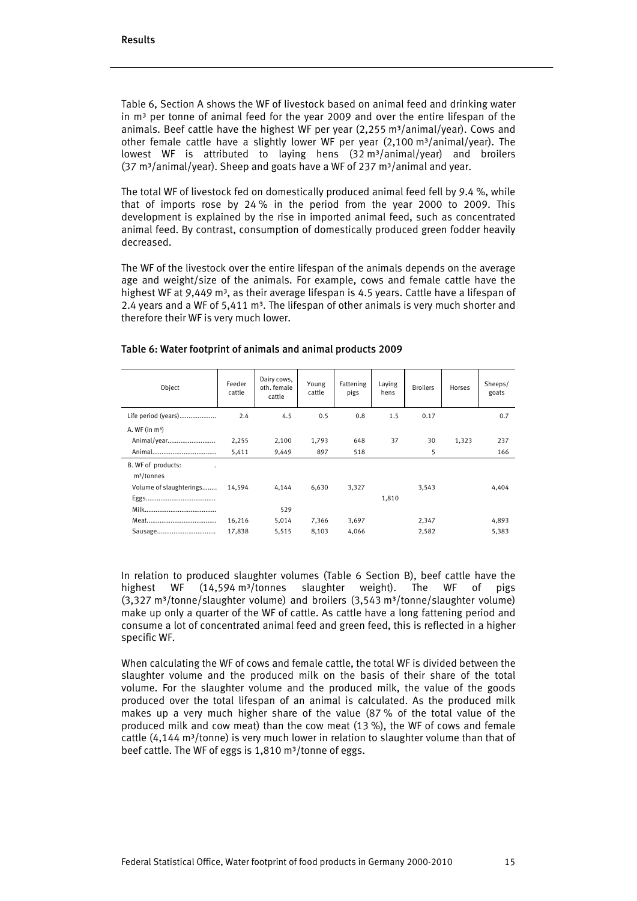Table 6, Section A shows the WF of livestock based on animal feed and drinking water in m³ per tonne of animal feed for the year 2009 and over the entire lifespan of the animals. Beef cattle have the highest WF per year (2,255 m³/animal/year). Cows and other female cattle have a slightly lower WF per year (2,100 m³/animal/year). The lowest WF is attributed to laying hens (32 m³/animal/year) and broilers (37 m³/animal/year). Sheep and goats have a WF of 237 m³/animal and year.

The total WF of livestock fed on domestically produced animal feed fell by 9.4 %, while that of imports rose by 24 % in the period from the year 2000 to 2009. This development is explained by the rise in imported animal feed, such as concentrated animal feed. By contrast, consumption of domestically produced green fodder heavily decreased.

The WF of the livestock over the entire lifespan of the animals depends on the average age and weight/size of the animals. For example, cows and female cattle have the highest WF at 9,449 m³, as their average lifespan is 4.5 years. Cattle have a lifespan of 2.4 years and a WF of 5,411 m³. The lifespan of other animals is very much shorter and therefore their WF is very much lower.

**Table 6: Water footprint of animals and animal products 2009**

| Object | Feeder cattle | Dairy cows, oth. female cattle | Young cattle | Fattening pigs | Laying hens | Broilers | Horses | Sheeps/ goats |
|---|---|---|---|---|---|---|---|---|
| Life period (years) | 2.4 | 4.5 | 0.5 | 0.8 | 1.5 | 0.17 | | 0.7 |
| A. WF (in m³) | | | | | | | | |
| Animal/year | 2,255 | 2,100 | 1,793 | 648 | 37 | 30 | 1,323 | 237 |
| Animal | 5,411 | 9,449 | 897 | 518 | | 5 | | 166 |
| B. WF of products: m³/tonnes | | | | | | | | |
| Volume of slaughterings | 14,594 | 4,144 | 6,630 | 3,327 | | 3,543 | | 4,404 |
| Eggs | | | | | 1,810 | | | |
| Milk | | 529 | | | | | | |
| Meat | 16,216 | 5,014 | 7,366 | 3,697 | | 2,347 | | 4,893 |
| Sausage | 17,838 | 5,515 | 8,103 | 4,066 | | 2,582 | | 5,383 |

In relation to produced slaughter volumes (Table 6 Section B), beef cattle have the highest WF (14,594 m³/tonnes slaughter weight). The WF of pigs (3,327 m³/tonne/slaughter volume) and broilers (3,543 m³/tonne/slaughter volume) make up only a quarter of the WF of cattle. As cattle have a long fattening period and consume a lot of concentrated animal feed and green feed, this is reflected in a higher specific WF.

When calculating the WF of cows and female cattle, the total WF is divided between the slaughter volume and the produced milk on the basis of their share of the total volume. For the slaughter volume and the produced milk, the value of the goods produced over the total lifespan of an animal is calculated. As the produced milk makes up a very much higher share of the value (87 % of the total value of the produced milk and cow meat) than the cow meat (13 %), the WF of cows and female cattle (4,144 m³/tonne) is very much lower in relation to slaughter volume than that of beef cattle. The WF of eggs is 1,810 m³/tonne of eggs.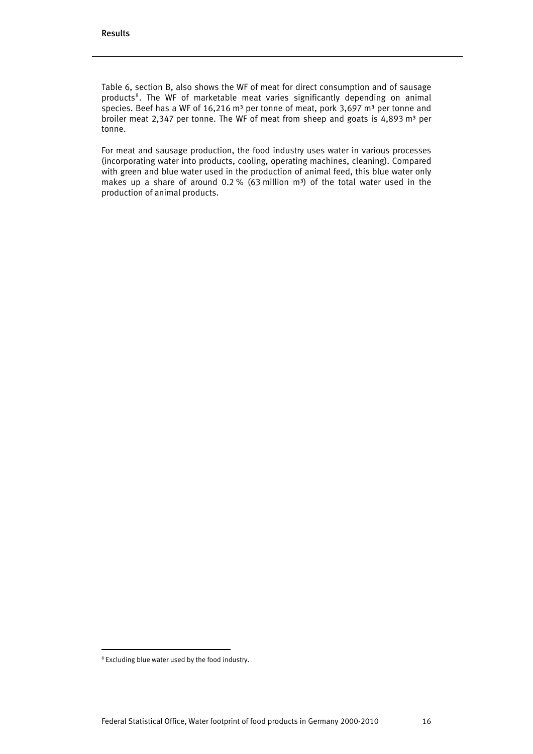Table 6, section B, also shows the WF of meat for direct consumption and of sausage products[8]. The WF of marketable meat varies significantly depending on animal species. Beef has a WF of 16,216 m³ per tonne of meat, pork 3,697 m³ per tonne and broiler meat 2,347 per tonne. The WF of meat from sheep and goats is 4,893 m³ per tonne.

For meat and sausage production, the food industry uses water in various processes (incorporating water into products, cooling, operating machines, cleaning). Compared with green and blue water used in the production of animal feed, this blue water only makes up a share of around 0.2 % (63 million m³) of the total water used in the production of animal products.

[8] Excluding blue water used by the food industry.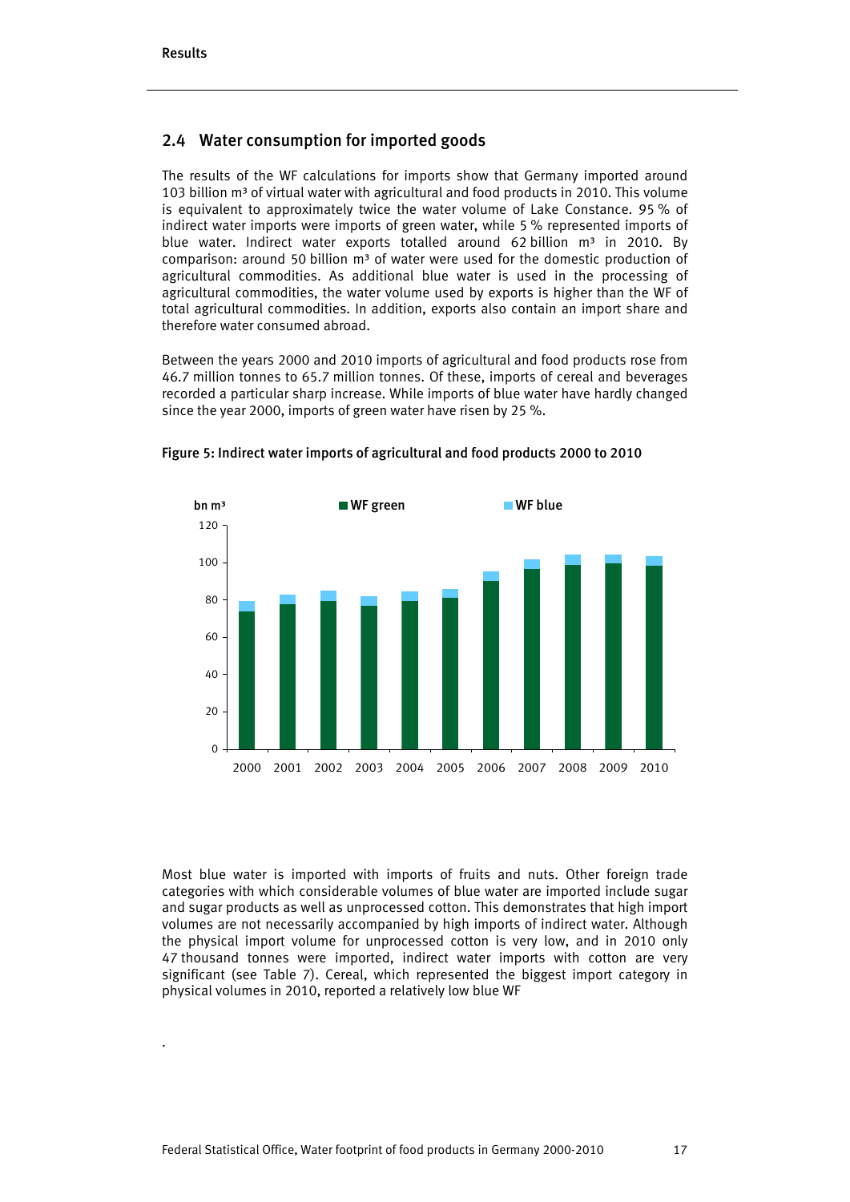## 2.4 Water consumption for imported goods

The results of the WF calculations for imports show that Germany imported around 103 billion m³ of virtual water with agricultural and food products in 2010. This volume is equivalent to approximately twice the water volume of Lake Constance. 95 % of indirect water imports were imports of green water, while 5 % represented imports of blue water. Indirect water exports totalled around 62 billion m³ in 2010. By comparison: around 50 billion m³ of water were used for the domestic production of agricultural commodities. As additional blue water is used in the processing of agricultural commodities, the water volume used by exports is higher than the WF of total agricultural commodities. In addition, exports also contain an import share and therefore water consumed abroad.

Between the years 2000 and 2010 imports of agricultural and food products rose from 46.7 million tonnes to 65.7 million tonnes. Of these, imports of cereal and beverages recorded a particular sharp increase. While imports of blue water have hardly changed since the year 2000, imports of green water have risen by 25 %.

**Figure 5: Indirect water imports of agricultural and food products 2000 to 2010**

Most blue water is imported with imports of fruits and nuts. Other foreign trade categories with which considerable volumes of blue water are imported include sugar and sugar products as well as unprocessed cotton. This demonstrates that high import volumes are not necessarily accompanied by high imports of indirect water. Although the physical import volume for unprocessed cotton is very low, and in 2010 only 47 thousand tonnes were imported, indirect water imports with cotton are very significant (see Table 7). Cereal, which represented the biggest import category in physical volumes in 2010, reported a relatively low blue WF

.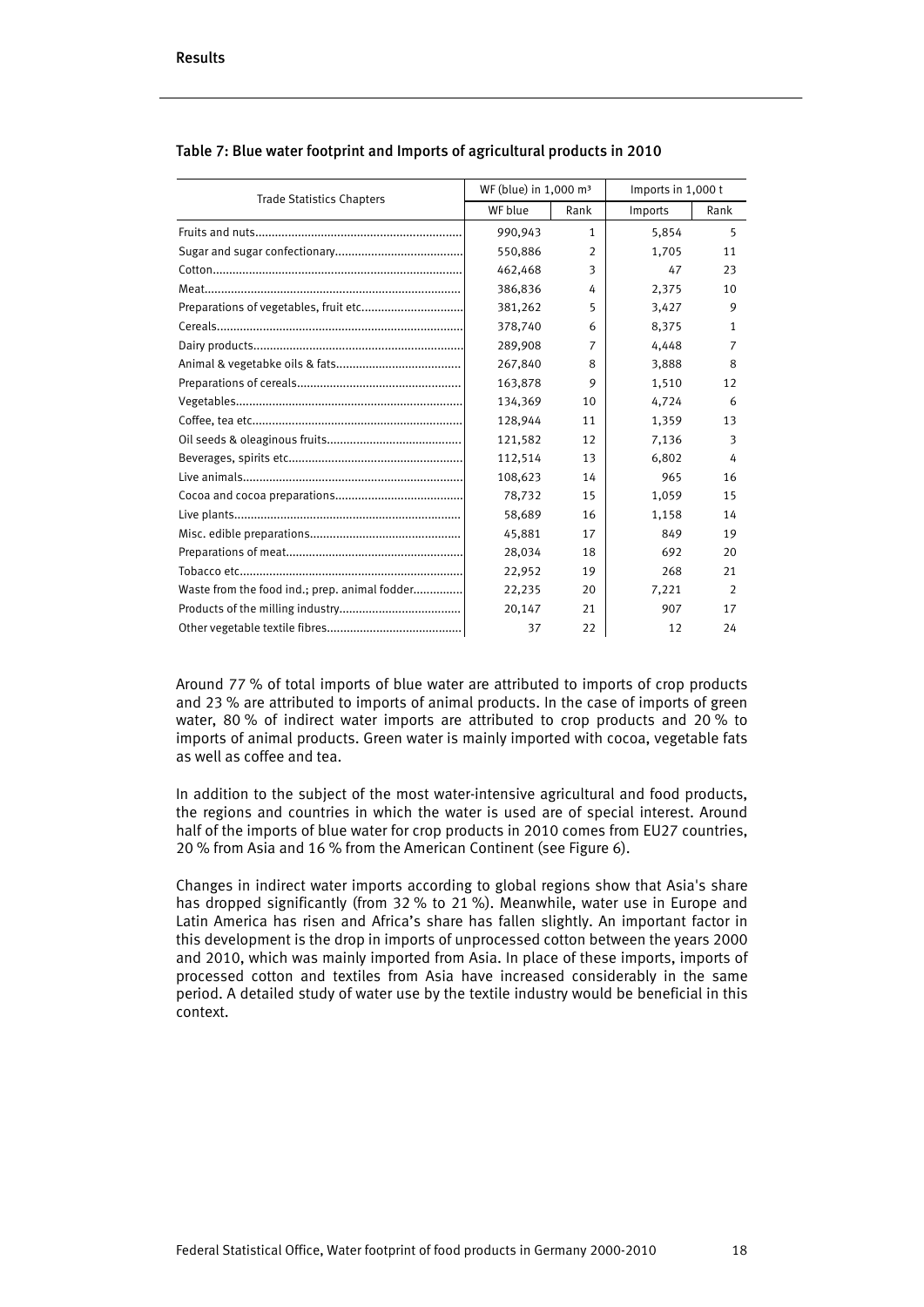Table 7: Blue water footprint and Imports of agricultural products in 2010

| Trade Statistics Chapters | WF (blue) in 1,000 m³ | | Imports in 1,000 t | |
|---|---|---|---|---|
| | WF blue | Rank | Imports | Rank |
| Fruits and nuts | 990,943 | 1 | 5,854 | 5 |
| Sugar and sugar confectionary | 550,886 | 2 | 1,705 | 11 |
| Cotton | 462,468 | 3 | 47 | 23 |
| Meat | 386,836 | 4 | 2,375 | 10 |
| Preparations of vegetables, fruit etc | 381,262 | 5 | 3,427 | 9 |
| Cereals | 378,740 | 6 | 8,375 | 1 |
| Dairy products | 289,908 | 7 | 4,448 | 7 |
| Animal & vegetabke oils & fats | 267,840 | 8 | 3,888 | 8 |
| Preparations of cereals | 163,878 | 9 | 1,510 | 12 |
| Vegetables | 134,369 | 10 | 4,724 | 6 |
| Coffee, tea etc | 128,944 | 11 | 1,359 | 13 |
| Oil seeds & oleaginous fruits | 121,582 | 12 | 7,136 | 3 |
| Beverages, spirits etc | 112,514 | 13 | 6,802 | 4 |
| Live animals | 108,623 | 14 | 965 | 16 |
| Cocoa and cocoa preparations | 78,732 | 15 | 1,059 | 15 |
| Live plants | 58,689 | 16 | 1,158 | 14 |
| Misc. edible preparations | 45,881 | 17 | 849 | 19 |
| Preparations of meat | 28,034 | 18 | 692 | 20 |
| Tobacco etc | 22,952 | 19 | 268 | 21 |
| Waste from the food ind.; prep. animal fodder | 22,235 | 20 | 7,221 | 2 |
| Products of the milling industry | 20,147 | 21 | 907 | 17 |
| Other vegetable textile fibres | 37 | 22 | 12 | 24 |

Around 77 % of total imports of blue water are attributed to imports of crop products and 23 % are attributed to imports of animal products. In the case of imports of green water, 80 % of indirect water imports are attributed to crop products and 20 % to imports of animal products. Green water is mainly imported with cocoa, vegetable fats as well as coffee and tea.

In addition to the subject of the most water-intensive agricultural and food products, the regions and countries in which the water is used are of special interest. Around half of the imports of blue water for crop products in 2010 comes from EU27 countries, 20 % from Asia and 16 % from the American Continent (see Figure 6).

Changes in indirect water imports according to global regions show that Asia's share has dropped significantly (from 32 % to 21 %). Meanwhile, water use in Europe and Latin America has risen and Africa's share has fallen slightly. An important factor in this development is the drop in imports of unprocessed cotton between the years 2000 and 2010, which was mainly imported from Asia. In place of these imports, imports of processed cotton and textiles from Asia have increased considerably in the same period. A detailed study of water use by the textile industry would be beneficial in this context.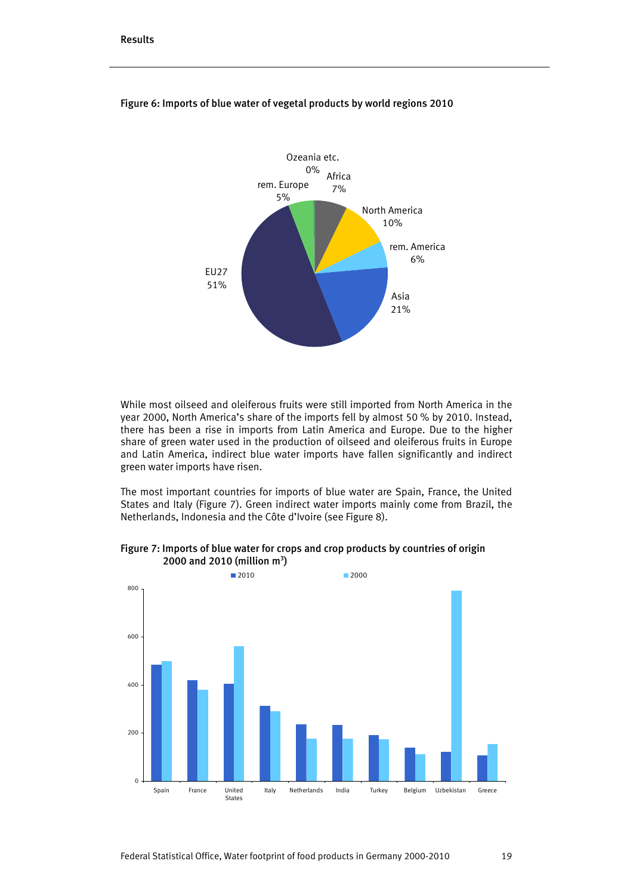Figure 6: Imports of blue water of vegetal products by world regions 2010

While most oilseed and oleiferous fruits were still imported from North America in the year 2000, North America's share of the imports fell by almost 50 % by 2010. Instead, there has been a rise in imports from Latin America and Europe. Due to the higher share of green water used in the production of oilseed and oleiferous fruits in Europe and Latin America, indirect blue water imports have fallen significantly and indirect green water imports have risen.

The most important countries for imports of blue water are Spain, France, the United States and Italy (Figure 7). Green indirect water imports mainly come from Brazil, the Netherlands, Indonesia and the Côte d'Ivoire (see Figure 8).

Figure 7: Imports of blue water for crops and crop products by countries of origin 2000 and 2010 (million m³)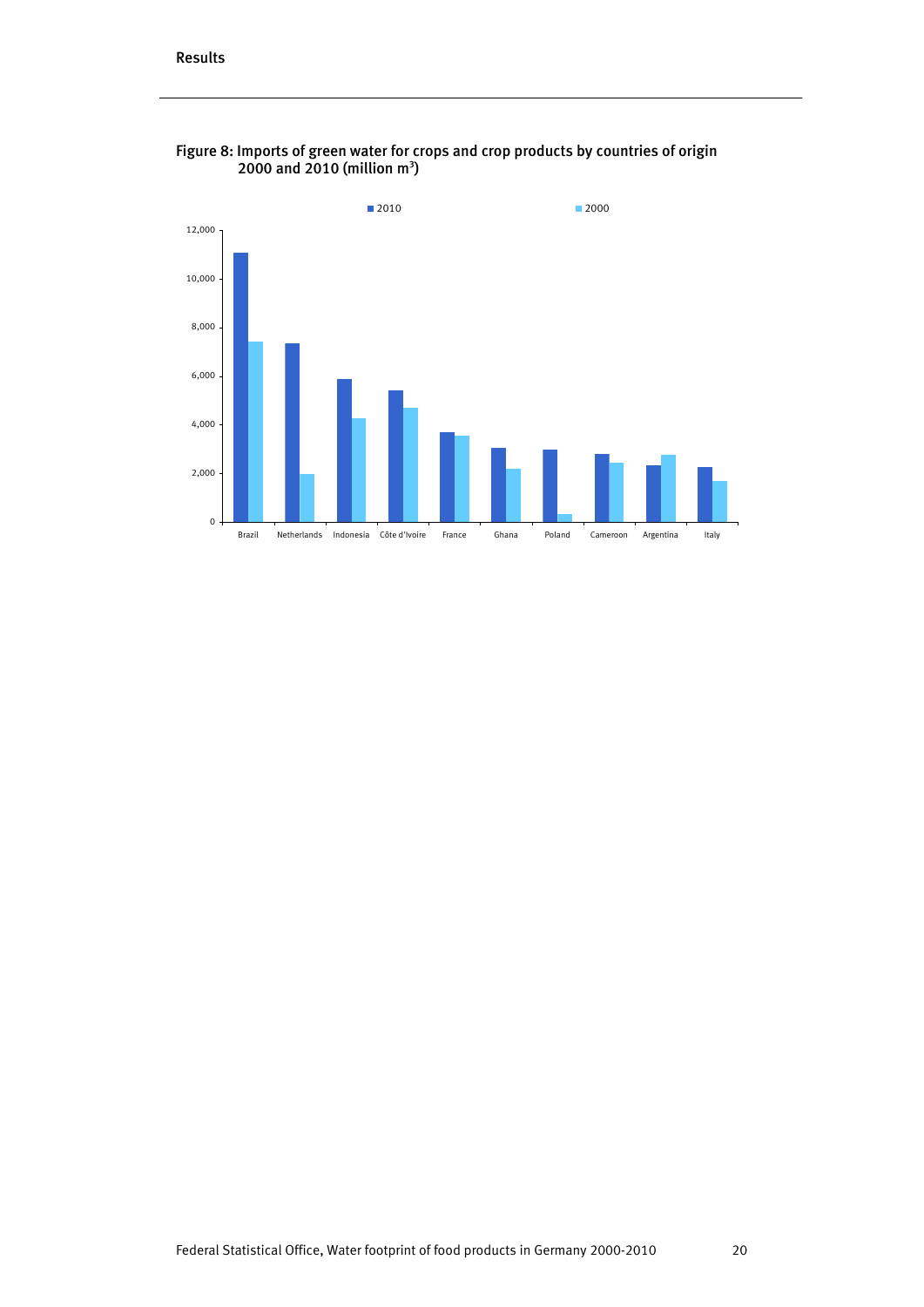Figure 8: Imports of green water for crops and crop products by countries of origin 2000 and 2010 (million m³)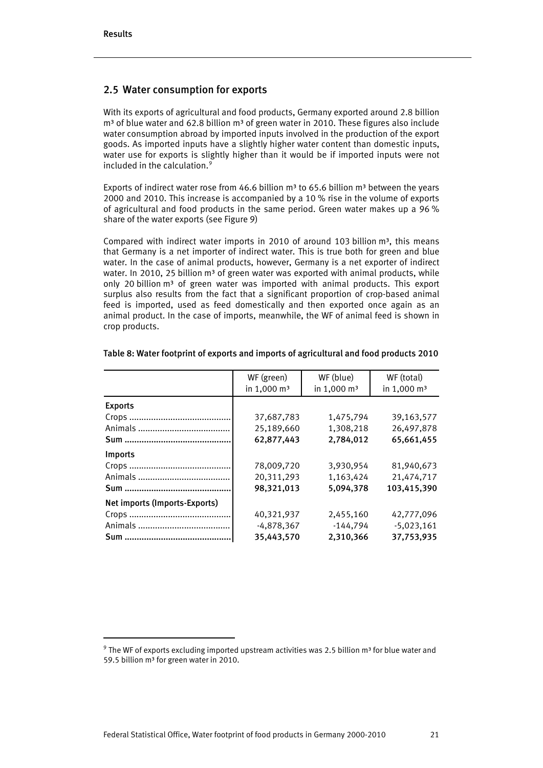## 2.5 Water consumption for exports

With its exports of agricultural and food products, Germany exported around 2.8 billion m³ of blue water and 62.8 billion m³ of green water in 2010. These figures also include water consumption abroad by imported inputs involved in the production of the export goods. As imported inputs have a slightly higher water content than domestic inputs, water use for exports is slightly higher than it would be if imported inputs were not included in the calculation.[9]

Exports of indirect water rose from 46.6 billion m³ to 65.6 billion m³ between the years 2000 and 2010. This increase is accompanied by a 10 % rise in the volume of exports of agricultural and food products in the same period. Green water makes up a 96 % share of the water exports (see Figure 9)

Compared with indirect water imports in 2010 of around 103 billion m³, this means that Germany is a net importer of indirect water. This is true both for green and blue water. In the case of animal products, however, Germany is a net exporter of indirect water. In 2010, 25 billion m³ of green water was exported with animal products, while only 20 billion m³ of green water was imported with animal products. This export surplus also results from the fact that a significant proportion of crop-based animal feed is imported, used as feed domestically and then exported once again as an animal product. In the case of imports, meanwhile, the WF of animal feed is shown in crop products.

**Table 8: Water footprint of exports and imports of agricultural and food products 2010**

| | WF (green) in 1,000 m³ | WF (blue) in 1,000 m³ | WF (total) in 1,000 m³ |
|---|---|---|---|
| **Exports** | | | |
| Crops | 37,687,783 | 1,475,794 | 39,163,577 |
| Animals | 25,189,660 | 1,308,218 | 26,497,878 |
| **Sum** | **62,877,443** | **2,784,012** | **65,661,455** |
| **Imports** | | | |
| Crops | 78,009,720 | 3,930,954 | 81,940,673 |
| Animals | 20,311,293 | 1,163,424 | 21,474,717 |
| **Sum** | **98,321,013** | **5,094,378** | **103,415,390** |
| **Net imports (Imports-Exports)** | | | |
| Crops | 40,321,937 | 2,455,160 | 42,777,096 |
| Animals | -4,878,367 | -144,794 | -5,023,161 |
| **Sum** | **35,443,570** | **2,310,366** | **37,753,935** |

[9] The WF of exports excluding imported upstream activities was 2.5 billion m³ for blue water and 59.5 billion m³ for green water in 2010.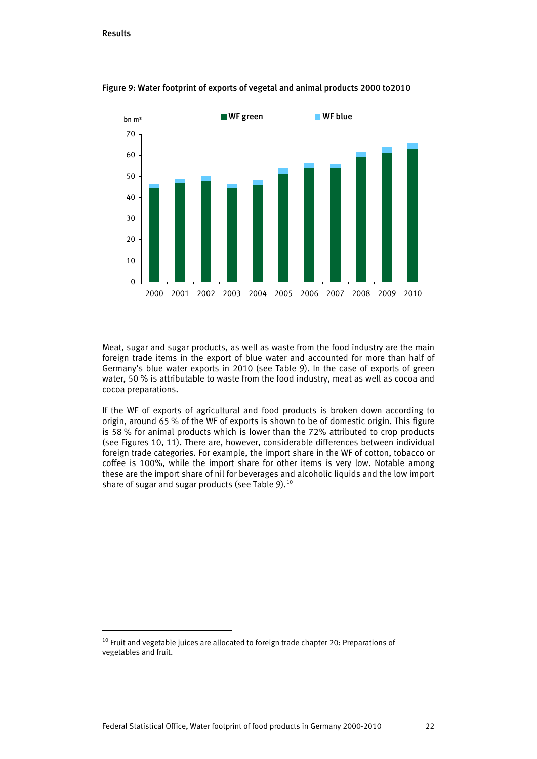Figure 9: Water footprint of exports of vegetal and animal products 2000 to2010

Meat, sugar and sugar products, as well as waste from the food industry are the main foreign trade items in the export of blue water and accounted for more than half of Germany's blue water exports in 2010 (see Table 9). In the case of exports of green water, 50 % is attributable to waste from the food industry, meat as well as cocoa and cocoa preparations.

If the WF of exports of agricultural and food products is broken down according to origin, around 65 % of the WF of exports is shown to be of domestic origin. This figure is 58 % for animal products which is lower than the 72% attributed to crop products (see Figures 10, 11). There are, however, considerable differences between individual foreign trade categories. For example, the import share in the WF of cotton, tobacco or coffee is 100%, while the import share for other items is very low. Notable among these are the import share of nil for beverages and alcoholic liquids and the low import share of sugar and sugar products (see Table 9).[10]

[10] Fruit and vegetable juices are allocated to foreign trade chapter 20: Preparations of vegetables and fruit.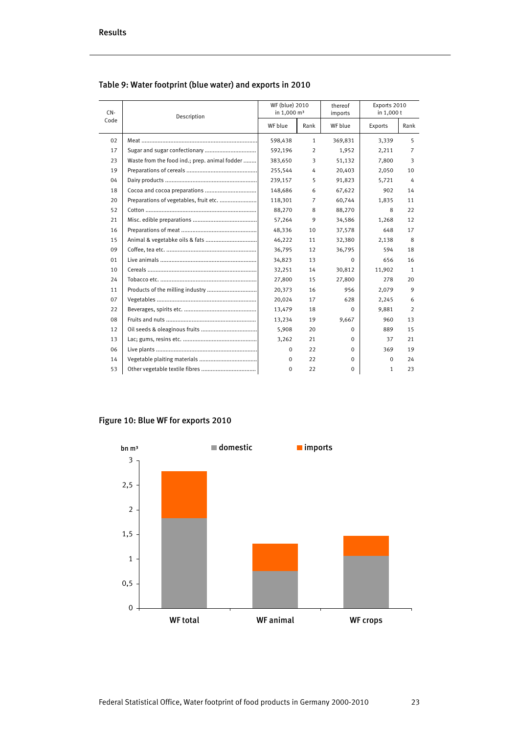## Table 9: Water footprint (blue water) and exports in 2010

| CN-Code | Description | WF (blue) 2010 in 1,000 m³ | | thereof imports | Exports 2010 in 1,000 t | |
|---|---|---|---|---|---|---|
| | | WF blue | Rank | WF blue | Exports | Rank |
| 02 | Meat | 598,438 | 1 | 369,831 | 3,339 | 5 |
| 17 | Sugar and sugar confectionary | 592,196 | 2 | 1,952 | 2,211 | 7 |
| 23 | Waste from the food ind.; prep. animal fodder | 383,650 | 3 | 51,132 | 7,800 | 3 |
| 19 | Preparations of cereals | 255,544 | 4 | 20,403 | 2,050 | 10 |
| 04 | Dairy products | 239,157 | 5 | 91,823 | 5,721 | 4 |
| 18 | Cocoa and cocoa preparations | 148,686 | 6 | 67,622 | 902 | 14 |
| 20 | Preparations of vegetables, fruit etc. | 118,301 | 7 | 60,744 | 1,835 | 11 |
| 52 | Cotton | 88,270 | 8 | 88,270 | 8 | 22 |
| 21 | Misc. edible preparations | 57,264 | 9 | 34,586 | 1,268 | 12 |
| 16 | Preparations of meat | 48,336 | 10 | 37,578 | 648 | 17 |
| 15 | Animal & vegetabke oils & fats | 46,222 | 11 | 32,380 | 2,138 | 8 |
| 09 | Coffee, tea etc. | 36,795 | 12 | 36,795 | 594 | 18 |
| 01 | Live animals | 34,823 | 13 | 0 | 656 | 16 |
| 10 | Cereals | 32,251 | 14 | 30,812 | 11,902 | 1 |
| 24 | Tobacco etc. | 27,800 | 15 | 27,800 | 278 | 20 |
| 11 | Products of the milling industry | 20,373 | 16 | 956 | 2,079 | 9 |
| 07 | Vegetables | 20,024 | 17 | 628 | 2,245 | 6 |
| 22 | Beverages, spirits etc. | 13,479 | 18 | 0 | 9,881 | 2 |
| 08 | Fruits and nuts | 13,234 | 19 | 9,667 | 960 | 13 |
| 12 | Oil seeds & oleaginous fruits | 5,908 | 20 | 0 | 889 | 15 |
| 13 | Lac; gums, resins etc. | 3,262 | 21 | 0 | 37 | 21 |
| 06 | Live plants | 0 | 22 | 0 | 369 | 19 |
| 14 | Vegetable plaiting materials | 0 | 22 | 0 | 0 | 24 |
| 53 | Other vegetable textile fibres | 0 | 22 | 0 | 1 | 23 |

## Figure 10: Blue WF for exports 2010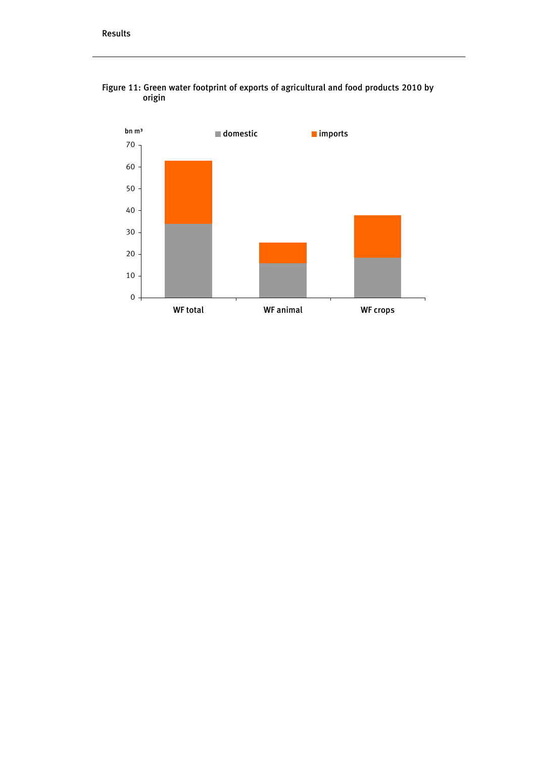Figure 11: Green water footprint of exports of agricultural and food products 2010 by origin

bn m³

domestic

imports

70

60

50

40

30

20

10

0

WF total

WF animal

WF crops